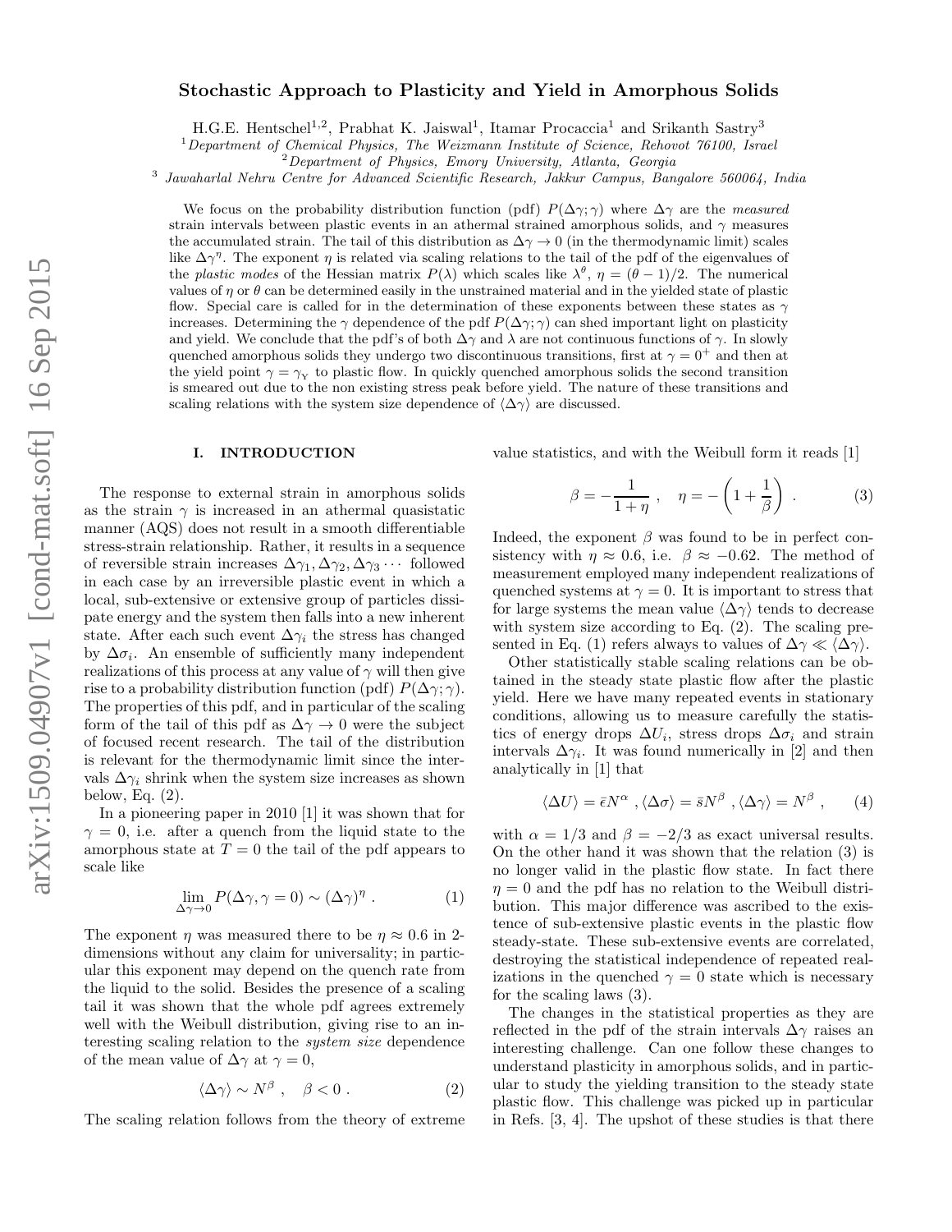# Stochastic Approach to Plasticity and Yield in Amorphous Solids

H.G.E. Hentschel[1,2], Prabhat K. Jaiswal[1], Itamar Procaccia[1] and Srikanth Sastry[3]

[1] *Department of Chemical Physics, The Weizmann Institute of Science, Rehovot 76100, Israel*
[2] *Department of Physics, Emory University, Atlanta, Georgia*
[3] *Jawaharlal Nehru Centre for Advanced Scientific Research, Jakkur Campus, Bangalore 560064, India*

We focus on the probability distribution function (pdf) $P(\Delta\gamma;\gamma)$ where $\Delta\gamma$ are the *measured* strain intervals between plastic events in an athermal strained amorphous solids, and $\gamma$ measures the accumulated strain. The tail of this distribution as $\Delta\gamma \to 0$ (in the thermodynamic limit) scales like $\Delta\gamma^\eta$. The exponent $\eta$ is related via scaling relations to the tail of the pdf of the eigenvalues of the *plastic modes* of the Hessian matrix $P(\lambda)$ which scales like $\lambda^\theta$, $\eta = (\theta-1)/2$. The numerical values of $\eta$ or $\theta$ can be determined easily in the unstrained material and in the yielded state of plastic flow. Special care is called for in the determination of these exponents between these states as $\gamma$ increases. Determining the $\gamma$ dependence of the pdf $P(\Delta\gamma;\gamma)$ can shed important light on plasticity and yield. We conclude that the pdf's of both $\Delta\gamma$ and $\lambda$ are not continuous functions of $\gamma$. In slowly quenched amorphous solids they undergo two discontinuous transitions, first at $\gamma = 0^+$ and then at the yield point $\gamma = \gamma_Y$ to plastic flow. In quickly quenched amorphous solids the second transition is smeared out due to the non existing stress peak before yield. The nature of these transitions and scaling relations with the system size dependence of $\langle\Delta\gamma\rangle$ are discussed.

## I. INTRODUCTION

The response to external strain in amorphous solids as the strain $\gamma$ is increased in an athermal quasistatic manner (AQS) does not result in a smooth differentiable stress-strain relationship. Rather, it results in a sequence of reversible strain increases $\Delta\gamma_1, \Delta\gamma_2, \Delta\gamma_3 \cdots$ followed in each case by an irreversible plastic event in which a local, sub-extensive or extensive group of particles dissipate energy and the system then falls into a new inherent state. After each such event $\Delta\gamma_i$ the stress has changed by $\Delta\sigma_i$. An ensemble of sufficiently many independent realizations of this process at any value of $\gamma$ will then give rise to a probability distribution function (pdf) $P(\Delta\gamma;\gamma)$. The properties of this pdf, and in particular of the scaling form of the tail of this pdf as $\Delta\gamma \to 0$ were the subject of focused recent research. The tail of the distribution is relevant for the thermodynamic limit since the intervals $\Delta\gamma_i$ shrink when the system size increases as shown below, Eq. (2).

In a pioneering paper in 2010 [1] it was shown that for $\gamma = 0$, i.e. after a quench from the liquid state to the amorphous state at $T = 0$ the tail of the pdf appears to scale like

$$\lim_{\Delta\gamma\to 0} P(\Delta\gamma, \gamma = 0) \sim (\Delta\gamma)^\eta \ . \tag{1}$$

The exponent $\eta$ was measured there to be $\eta \approx 0.6$ in 2-dimensions without any claim for universality; in particular this exponent may depend on the quench rate from the liquid to the solid. Besides the presence of a scaling tail it was shown that the whole pdf agrees extremely well with the Weibull distribution, giving rise to an interesting scaling relation to the *system size* dependence of the mean value of $\Delta\gamma$ at $\gamma = 0$,

$$\langle\Delta\gamma\rangle \sim N^\beta \ , \quad \beta < 0 \ . \tag{2}$$

The scaling relation follows from the theory of extreme value statistics, and with the Weibull form it reads [1]

$$\beta = -\frac{1}{1+\eta} \ , \quad \eta = -\left(1 + \frac{1}{\beta}\right) \ . \tag{3}$$

Indeed, the exponent $\beta$ was found to be in perfect consistency with $\eta \approx 0.6$, i.e. $\beta \approx -0.62$. The method of measurement employed many independent realizations of quenched systems at $\gamma = 0$. It is important to stress that for large systems the mean value $\langle\Delta\gamma\rangle$ tends to decrease with system size according to Eq. (2). The scaling presented in Eq. (1) refers always to values of $\Delta\gamma \ll \langle\Delta\gamma\rangle$.

Other statistically stable scaling relations can be obtained in the steady state plastic flow after the plastic yield. Here we have many repeated events in stationary conditions, allowing us to measure carefully the statistics of energy drops $\Delta U_i$, stress drops $\Delta\sigma_i$ and strain intervals $\Delta\gamma_i$. It was found numerically in [2] and then analytically in [1] that

$$\langle\Delta U\rangle = \bar{\epsilon} N^\alpha \ , \langle\Delta\sigma\rangle = \bar{s} N^\beta \ , \langle\Delta\gamma\rangle = N^\beta \ , \tag{4}$$

with $\alpha = 1/3$ and $\beta = -2/3$ as exact universal results. On the other hand it was shown that the relation (3) is no longer valid in the plastic flow state. In fact there $\eta = 0$ and the pdf has no relation to the Weibull distribution. This major difference was ascribed to the existence of sub-extensive plastic events in the plastic flow steady-state. These sub-extensive events are correlated, destroying the statistical independence of repeated realizations in the quenched $\gamma = 0$ state which is necessary for the scaling laws (3).

The changes in the statistical properties as they are reflected in the pdf of the strain intervals $\Delta\gamma$ raises an interesting challenge. Can one follow these changes to understand plasticity in amorphous solids, and in particular to study the yielding transition to the steady state plastic flow. This challenge was picked up in particular in Refs. [3, 4]. The upshot of these studies is that there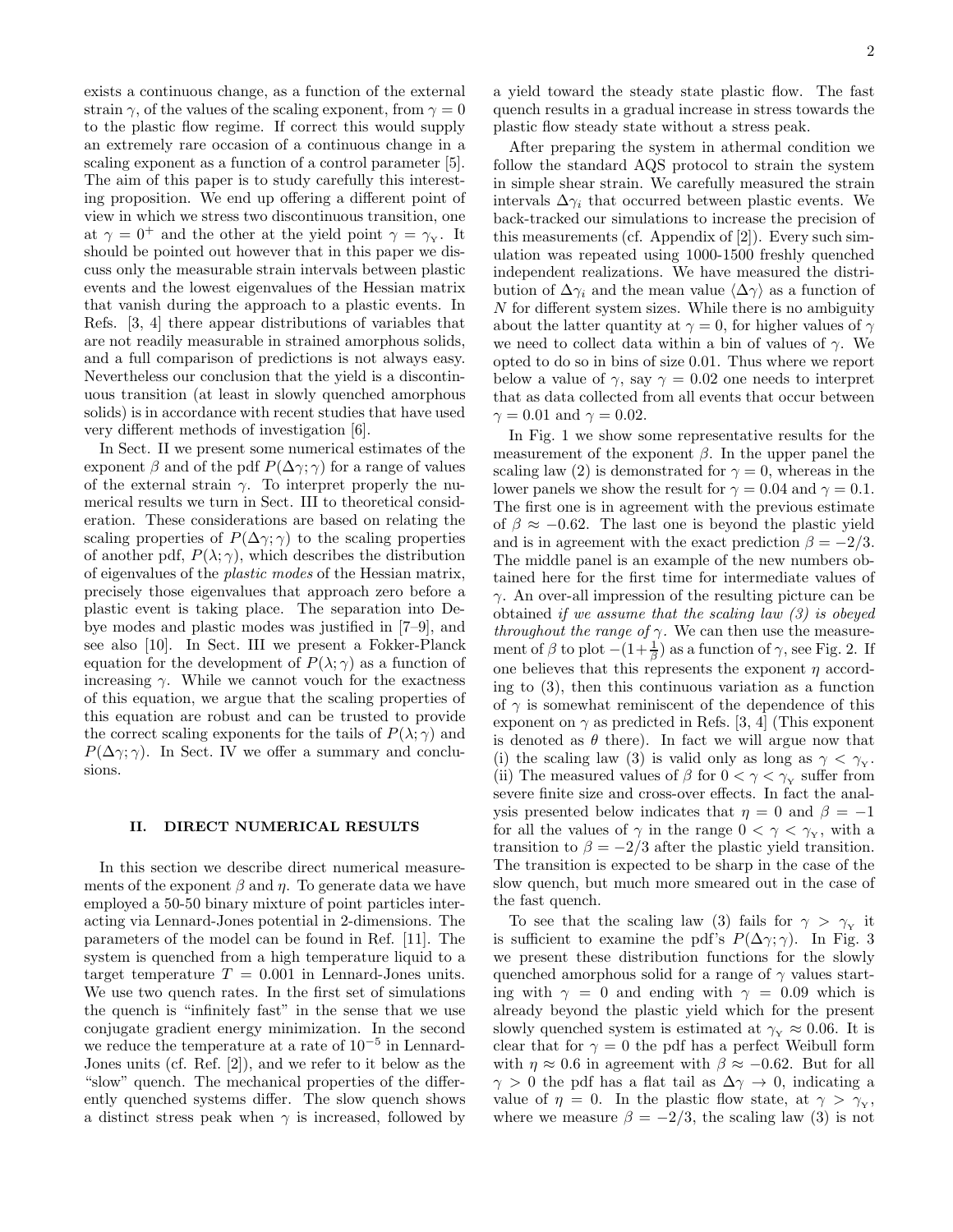exists a continuous change, as a function of the external strain $\gamma$, of the values of the scaling exponent, from $\gamma = 0$ to the plastic flow regime. If correct this would supply an extremely rare occasion of a continuous change in a scaling exponent as a function of a control parameter [5]. The aim of this paper is to study carefully this interesting proposition. We end up offering a different point of view in which we stress two discontinuous transition, one at $\gamma = 0^+$ and the other at the yield point $\gamma = \gamma_{\rm Y}$. It should be pointed out however that in this paper we discuss only the measurable strain intervals between plastic events and the lowest eigenvalues of the Hessian matrix that vanish during the approach to a plastic events. In Refs. [3, 4] there appear distributions of variables that are not readily measurable in strained amorphous solids, and a full comparison of predictions is not always easy. Nevertheless our conclusion that the yield is a discontinuous transition (at least in slowly quenched amorphous solids) is in accordance with recent studies that have used very different methods of investigation [6].

In Sect. II we present some numerical estimates of the exponent $\beta$ and of the pdf $P(\Delta\gamma;\gamma)$ for a range of values of the external strain $\gamma$. To interpret properly the numerical results we turn in Sect. III to theoretical consideration. These considerations are based on relating the scaling properties of $P(\Delta\gamma;\gamma)$ to the scaling properties of another pdf, $P(\lambda;\gamma)$, which describes the distribution of eigenvalues of the *plastic modes* of the Hessian matrix, precisely those eigenvalues that approach zero before a plastic event is taking place. The separation into Debye modes and plastic modes was justified in [7–9], and see also [10]. In Sect. III we present a Fokker-Planck equation for the development of $P(\lambda;\gamma)$ as a function of increasing $\gamma$. While we cannot vouch for the exactness of this equation, we argue that the scaling properties of this equation are robust and can be trusted to provide the correct scaling exponents for the tails of $P(\lambda;\gamma)$ and $P(\Delta\gamma;\gamma)$. In Sect. IV we offer a summary and conclusions.

## II. DIRECT NUMERICAL RESULTS

In this section we describe direct numerical measurements of the exponent $\beta$ and $\eta$. To generate data we have employed a 50-50 binary mixture of point particles interacting via Lennard-Jones potential in 2-dimensions. The parameters of the model can be found in Ref. [11]. The system is quenched from a high temperature liquid to a target temperature $T = 0.001$ in Lennard-Jones units. We use two quench rates. In the first set of simulations the quench is "infinitely fast" in the sense that we use conjugate gradient energy minimization. In the second we reduce the temperature at a rate of $10^{-5}$ in Lennard-Jones units (cf. Ref. [2]), and we refer to it below as the "slow" quench. The mechanical properties of the differently quenched systems differ. The slow quench shows a distinct stress peak when $\gamma$ is increased, followed by a yield toward the steady state plastic flow. The fast quench results in a gradual increase in stress towards the plastic flow steady state without a stress peak.

After preparing the system in athermal condition we follow the standard AQS protocol to strain the system in simple shear strain. We carefully measured the strain intervals $\Delta\gamma_i$ that occurred between plastic events. We back-tracked our simulations to increase the precision of this measurements (cf. Appendix of [2]). Every such simulation was repeated using 1000-1500 freshly quenched independent realizations. We have measured the distribution of $\Delta\gamma_i$ and the mean value $\langle\Delta\gamma\rangle$ as a function of $N$ for different system sizes. While there is no ambiguity about the latter quantity at $\gamma = 0$, for higher values of $\gamma$ we need to collect data within a bin of values of $\gamma$. We opted to do so in bins of size 0.01. Thus where we report below a value of $\gamma$, say $\gamma = 0.02$ one needs to interpret that as data collected from all events that occur between $\gamma = 0.01$ and $\gamma = 0.02$.

In Fig. 1 we show some representative results for the measurement of the exponent $\beta$. In the upper panel the scaling law (2) is demonstrated for $\gamma = 0$, whereas in the lower panels we show the result for $\gamma = 0.04$ and $\gamma = 0.1$. The first one is in agreement with the previous estimate of $\beta \approx -0.62$. The last one is beyond the plastic yield and is in agreement with the exact prediction $\beta = -2/3$. The middle panel is an example of the new numbers obtained here for the first time for intermediate values of $\gamma$. An over-all impression of the resulting picture can be obtained *if we assume that the scaling law (3) is obeyed throughout the range of* $\gamma$. We can then use the measurement of $\beta$ to plot $-(1+\frac{1}{\beta})$ as a function of $\gamma$, see Fig. 2. If one believes that this represents the exponent $\eta$ according to (3), then this continuous variation as a function of $\gamma$ is somewhat reminiscent of the dependence of this exponent on $\gamma$ as predicted in Refs. [3, 4] (This exponent is denoted as $\theta$ there). In fact we will argue now that (i) the scaling law (3) is valid only as long as $\gamma < \gamma_{\rm Y}$. (ii) The measured values of $\beta$ for $0 < \gamma < \gamma_{\rm Y}$ suffer from severe finite size and cross-over effects. In fact the analysis presented below indicates that $\eta = 0$ and $\beta = -1$ for all the values of $\gamma$ in the range $0 < \gamma < \gamma_{\rm Y}$, with a transition to $\beta = -2/3$ after the plastic yield transition. The transition is expected to be sharp in the case of the slow quench, but much more smeared out in the case of the fast quench.

To see that the scaling law (3) fails for $\gamma > \gamma_{\rm Y}$ it is sufficient to examine the pdf's $P(\Delta\gamma;\gamma)$. In Fig. 3 we present these distribution functions for the slowly quenched amorphous solid for a range of $\gamma$ values starting with $\gamma = 0$ and ending with $\gamma = 0.09$ which is already beyond the plastic yield which for the present slowly quenched system is estimated at $\gamma_{\rm Y} \approx 0.06$. It is clear that for $\gamma = 0$ the pdf has a perfect Weibull form with $\eta \approx 0.6$ in agreement with $\beta \approx -0.62$. But for all $\gamma > 0$ the pdf has a flat tail as $\Delta\gamma \to 0$, indicating a value of $\eta = 0$. In the plastic flow state, at $\gamma > \gamma_{\rm Y}$, where we measure $\beta = -2/3$, the scaling law (3) is not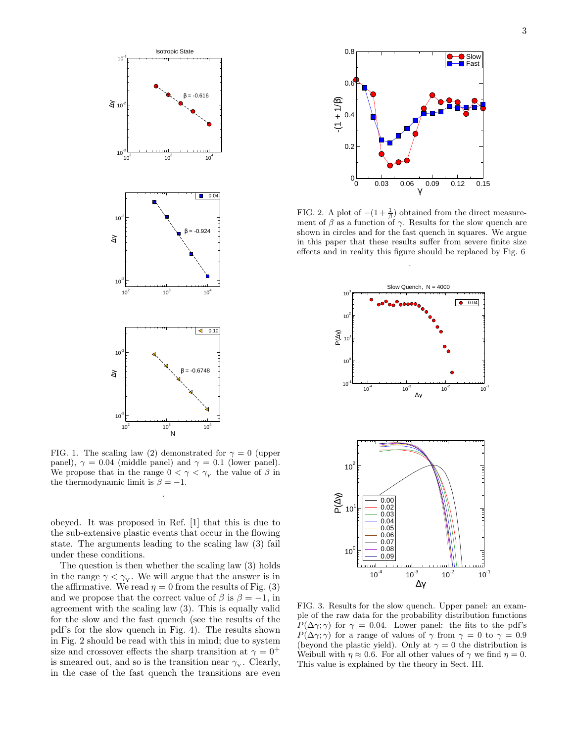FIG. 1. The scaling law (2) demonstrated for $\gamma = 0$ (upper panel), $\gamma = 0.04$ (middle panel) and $\gamma = 0.1$ (lower panel). We propose that in the range $0 < \gamma < \gamma_Y$ the value of $\beta$ in the thermodynamic limit is $\beta = -1$.

obeyed. It was proposed in Ref. [1] that this is due to the sub-extensive plastic events that occur in the flowing state. The arguments leading to the scaling law (3) fail under these conditions.

The question is then whether the scaling law (3) holds in the range $\gamma < \gamma_Y$. We will argue that the answer is in the affirmative. We read $\eta = 0$ from the results of Fig. (3) and we propose that the correct value of $\beta$ is $\beta = -1$, in agreement with the scaling law (3). This is equally valid for the slow and the fast quench (see the results of the pdf's for the slow quench in Fig. 4). The results shown in Fig. 2 should be read with this in mind; due to system size and crossover effects the sharp transition at $\gamma = 0^+$ is smeared out, and so is the transition near $\gamma_Y$. Clearly, in the case of the fast quench the transitions are even

FIG. 2. A plot of $-(1+\frac{1}{\beta})$ obtained from the direct measurement of $\beta$ as a function of $\gamma$. Results for the slow quench are shown in circles and for the fast quench in squares. We argue in this paper that these results suffer from severe finite size effects and in reality this figure should be replaced by Fig. 6

FIG. 3. Results for the slow quench. Upper panel: an example of the raw data for the probability distribution functions $P(\Delta\gamma;\gamma)$ for $\gamma = 0.04$. Lower panel: the fits to the pdf's $P(\Delta\gamma;\gamma)$ for a range of values of $\gamma$ from $\gamma = 0$ to $\gamma = 0.9$ (beyond the plastic yield). Only at $\gamma = 0$ the distribution is Weibull with $\eta \approx 0.6$. For all other values of $\gamma$ we find $\eta = 0$. This value is explained by the theory in Sect. III.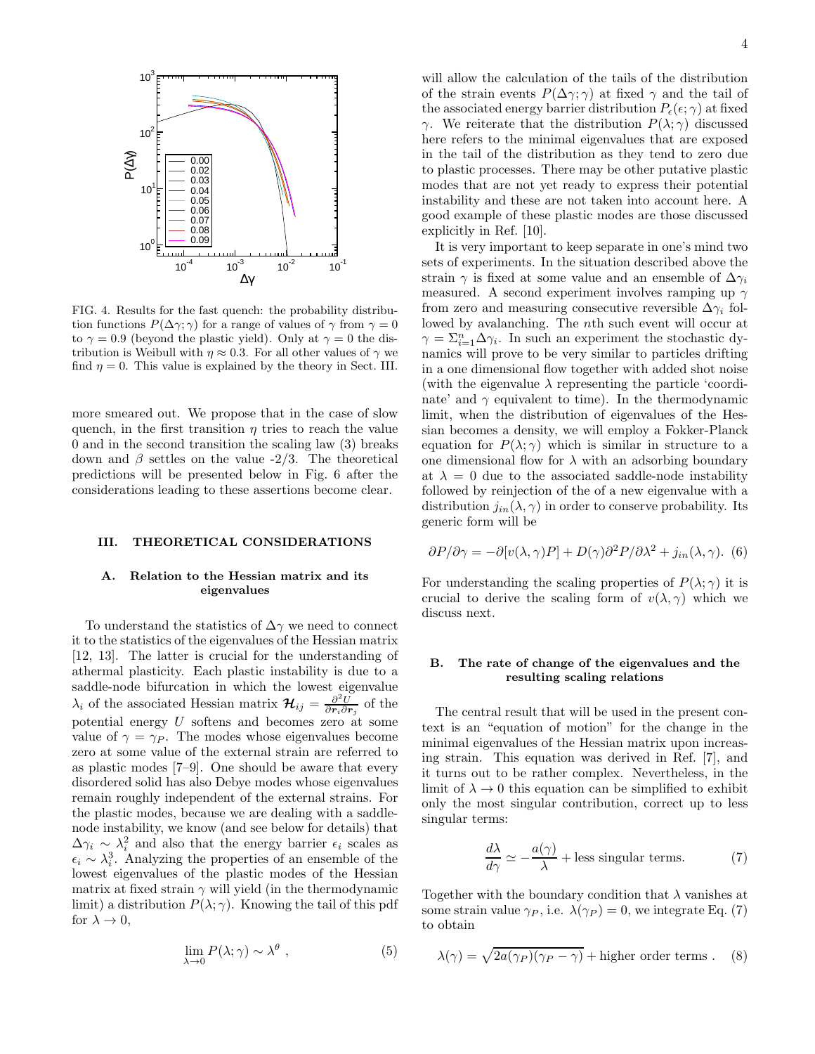FIG. 4. Results for the fast quench: the probability distribution functions $P(\Delta\gamma;\gamma)$ for a range of values of $\gamma$ from $\gamma = 0$ to $\gamma = 0.9$ (beyond the plastic yield). Only at $\gamma = 0$ the distribution is Weibull with $\eta \approx 0.3$. For all other values of $\gamma$ we find $\eta = 0$. This value is explained by the theory in Sect. III.

more smeared out. We propose that in the case of slow quench, in the first transition $\eta$ tries to reach the value 0 and in the second transition the scaling law (3) breaks down and $\beta$ settles on the value -2/3. The theoretical predictions will be presented below in Fig. 6 after the considerations leading to these assertions become clear.

## III. THEORETICAL CONSIDERATIONS

### A. Relation to the Hessian matrix and its eigenvalues

To understand the statistics of $\Delta\gamma$ we need to connect it to the statistics of the eigenvalues of the Hessian matrix [12, 13]. The latter is crucial for the understanding of athermal plasticity. Each plastic instability is due to a saddle-node bifurcation in which the lowest eigenvalue $\lambda_i$ of the associated Hessian matrix $\boldsymbol{\mathcal{H}}_{ij} = \frac{\partial^2 U}{\partial \boldsymbol{r}_i \partial \boldsymbol{r}_j}$ of the potential energy $U$ softens and becomes zero at some value of $\gamma = \gamma_P$. The modes whose eigenvalues become zero at some value of the external strain are referred to as plastic modes [7–9]. One should be aware that every disordered solid has also Debye modes whose eigenvalues remain roughly independent of the external strains. For the plastic modes, because we are dealing with a saddle-node instability, we know (and see below for details) that $\Delta\gamma_i \sim \lambda_i^2$ and also that the energy barrier $\epsilon_i$ scales as $\epsilon_i \sim \lambda_i^3$. Analyzing the properties of an ensemble of the lowest eigenvalues of the plastic modes of the Hessian matrix at fixed strain $\gamma$ will yield (in the thermodynamic limit) a distribution $P(\lambda;\gamma)$. Knowing the tail of this pdf for $\lambda \to 0$,

$$\lim_{\lambda\to 0} P(\lambda;\gamma) \sim \lambda^\theta \ , \tag{5}$$

will allow the calculation of the tails of the distribution of the strain events $P(\Delta\gamma;\gamma)$ at fixed $\gamma$ and the tail of the associated energy barrier distribution $P_\epsilon(\epsilon;\gamma)$ at fixed $\gamma$. We reiterate that the distribution $P(\lambda;\gamma)$ discussed here refers to the minimal eigenvalues that are exposed in the tail of the distribution as they tend to zero due to plastic processes. There may be other putative plastic modes that are not yet ready to express their potential instability and these are not taken into account here. A good example of these plastic modes are those discussed explicitly in Ref. [10].

It is very important to keep separate in one's mind two sets of experiments. In the situation described above the strain $\gamma$ is fixed at some value and an ensemble of $\Delta\gamma_i$ measured. A second experiment involves ramping up $\gamma$ from zero and measuring consecutive reversible $\Delta\gamma_i$ followed by avalanching. The $n$th such event will occur at $\gamma = \Sigma_{i=1}^n \Delta\gamma_i$. In such an experiment the stochastic dynamics will prove to be very similar to particles drifting in a one dimensional flow together with added shot noise (with the eigenvalue $\lambda$ representing the particle 'coordinate' and $\gamma$ equivalent to time). In the thermodynamic limit, when the distribution of eigenvalues of the Hessian becomes a density, we will employ a Fokker-Planck equation for $P(\lambda;\gamma)$ which is similar in structure to a one dimensional flow for $\lambda$ with an adsorbing boundary at $\lambda = 0$ due to the associated saddle-node instability followed by reinjection of the of a new eigenvalue with a distribution $j_{in}(\lambda,\gamma)$ in order to conserve probability. Its generic form will be

$$\partial P/\partial\gamma = -\partial[v(\lambda,\gamma)P] + D(\gamma)\partial^2 P/\partial\lambda^2 + j_{in}(\lambda,\gamma). \tag{6}$$

For understanding the scaling properties of $P(\lambda;\gamma)$ it is crucial to derive the scaling form of $v(\lambda,\gamma)$ which we discuss next.

### B. The rate of change of the eigenvalues and the resulting scaling relations

The central result that will be used in the present context is an "equation of motion" for the change in the minimal eigenvalues of the Hessian matrix upon increasing strain. This equation was derived in Ref. [7], and it turns out to be rather complex. Nevertheless, in the limit of $\lambda \to 0$ this equation can be simplified to exhibit only the most singular contribution, correct up to less singular terms:

$$\frac{d\lambda}{d\gamma} \simeq -\frac{a(\gamma)}{\lambda} + \text{less singular terms.} \tag{7}$$

Together with the boundary condition that $\lambda$ vanishes at some strain value $\gamma_P$, i.e. $\lambda(\gamma_P) = 0$, we integrate Eq. (7) to obtain

$$\lambda(\gamma) = \sqrt{2a(\gamma_P)(\gamma_P - \gamma)} + \text{higher order terms} \ . \tag{8}$$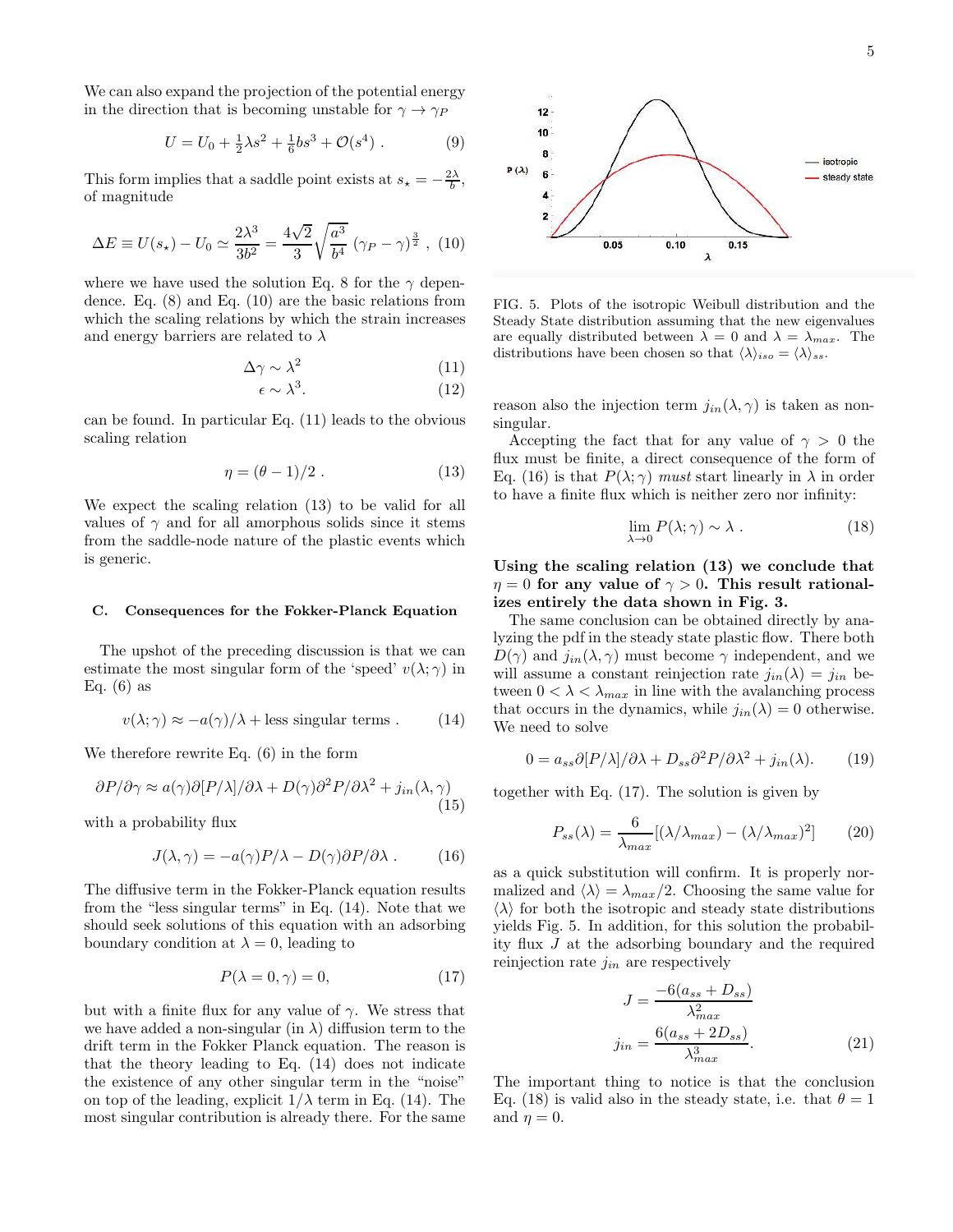We can also expand the projection of the potential energy in the direction that is becoming unstable for $\gamma \to \gamma_P$

$$U = U_0 + \tfrac{1}{2}\lambda s^2 + \tfrac{1}{6} b s^3 + \mathcal{O}(s^4) \ . \tag{9}$$

This form implies that a saddle point exists at $s_\star = -\frac{2\lambda}{b}$, of magnitude

$$\Delta E \equiv U(s_\star) - U_0 \simeq \frac{2\lambda^3}{3b^2} = \frac{4\sqrt{2}}{3}\sqrt{\frac{a^3}{b^4}}\,(\gamma_P - \gamma)^{\frac{3}{2}} \ , \tag{10}$$

where we have used the solution Eq. 8 for the $\gamma$ dependence. Eq. (8) and Eq. (10) are the basic relations from which the scaling relations by which the strain increases and energy barriers are related to $\lambda$

$$\Delta\gamma \sim \lambda^2 \tag{11}$$
$$\epsilon \sim \lambda^3. \tag{12}$$

can be found. In particular Eq. (11) leads to the obvious scaling relation

$$\eta = (\theta - 1)/2 \ . \tag{13}$$

We expect the scaling relation (13) to be valid for all values of $\gamma$ and for all amorphous solids since it stems from the saddle-node nature of the plastic events which is generic.

### C. Consequences for the Fokker-Planck Equation

The upshot of the preceding discussion is that we can estimate the most singular form of the 'speed' $v(\lambda;\gamma)$ in Eq. (6) as

$$v(\lambda;\gamma) \approx -a(\gamma)/\lambda + \text{less singular terms} \ . \tag{14}$$

We therefore rewrite Eq. (6) in the form

$$\partial P/\partial\gamma \approx a(\gamma)\partial[P/\lambda]/\partial\lambda + D(\gamma)\partial^2 P/\partial\lambda^2 + j_{in}(\lambda,\gamma) \tag{15}$$

with a probability flux

$$J(\lambda,\gamma) = -a(\gamma)P/\lambda - D(\gamma)\partial P/\partial\lambda \ . \tag{16}$$

The diffusive term in the Fokker-Planck equation results from the "less singular terms" in Eq. (14). Note that we should seek solutions of this equation with an adsorbing boundary condition at $\lambda = 0$, leading to

$$P(\lambda = 0,\gamma) = 0, \tag{17}$$

but with a finite flux for any value of $\gamma$. We stress that we have added a non-singular (in $\lambda$) diffusion term to the drift term in the Fokker Planck equation. The reason is that the theory leading to Eq. (14) does not indicate the existence of any other singular term in the "noise" on top of the leading, explicit $1/\lambda$ term in Eq. (14). The most singular contribution is already there. For the same reason also the injection term $j_{in}(\lambda,\gamma)$ is taken as non-singular.

FIG. 5. Plots of the isotropic Weibull distribution and the Steady State distribution assuming that the new eigenvalues are equally distributed between $\lambda = 0$ and $\lambda = \lambda_{max}$. The distributions have been chosen so that $\langle\lambda\rangle_{iso} = \langle\lambda\rangle_{ss}$.

Accepting the fact that for any value of $\gamma > 0$ the flux must be finite, a direct consequence of the form of Eq. (16) is that $P(\lambda;\gamma)$ *must* start linearly in $\lambda$ in order to have a finite flux which is neither zero nor infinity:

$$\lim_{\lambda\to 0} P(\lambda;\gamma) \sim \lambda \ . \tag{18}$$

**Using the scaling relation (13) we conclude that $\eta = 0$ for any value of $\gamma > 0$. This result rationalizes entirely the data shown in Fig. 3.**

The same conclusion can be obtained directly by analyzing the pdf in the steady state plastic flow. There both $D(\gamma)$ and $j_{in}(\lambda,\gamma)$ must become $\gamma$ independent, and we will assume a constant reinjection rate $j_{in}(\lambda) = j_{in}$ between $0 < \lambda < \lambda_{max}$ in line with the avalanching process that occurs in the dynamics, while $j_{in}(\lambda) = 0$ otherwise. We need to solve

$$0 = a_{ss}\partial[P/\lambda]/\partial\lambda + D_{ss}\partial^2 P/\partial\lambda^2 + j_{in}(\lambda). \tag{19}$$

together with Eq. (17). The solution is given by

$$P_{ss}(\lambda) = \frac{6}{\lambda_{max}}[(\lambda/\lambda_{max}) - (\lambda/\lambda_{max})^2] \tag{20}$$

as a quick substitution will confirm. It is properly normalized and $\langle\lambda\rangle = \lambda_{max}/2$. Choosing the same value for $\langle\lambda\rangle$ for both the isotropic and steady state distributions yields Fig. 5. In addition, for this solution the probability flux $J$ at the adsorbing boundary and the required reinjection rate $j_{in}$ are respectively

$$J = \frac{-6(a_{ss} + D_{ss})}{\lambda_{max}^2}$$
$$j_{in} = \frac{6(a_{ss} + 2D_{ss})}{\lambda_{max}^3}. \tag{21}$$

The important thing to notice is that the conclusion Eq. (18) is valid also in the steady state, i.e. that $\theta = 1$ and $\eta = 0$.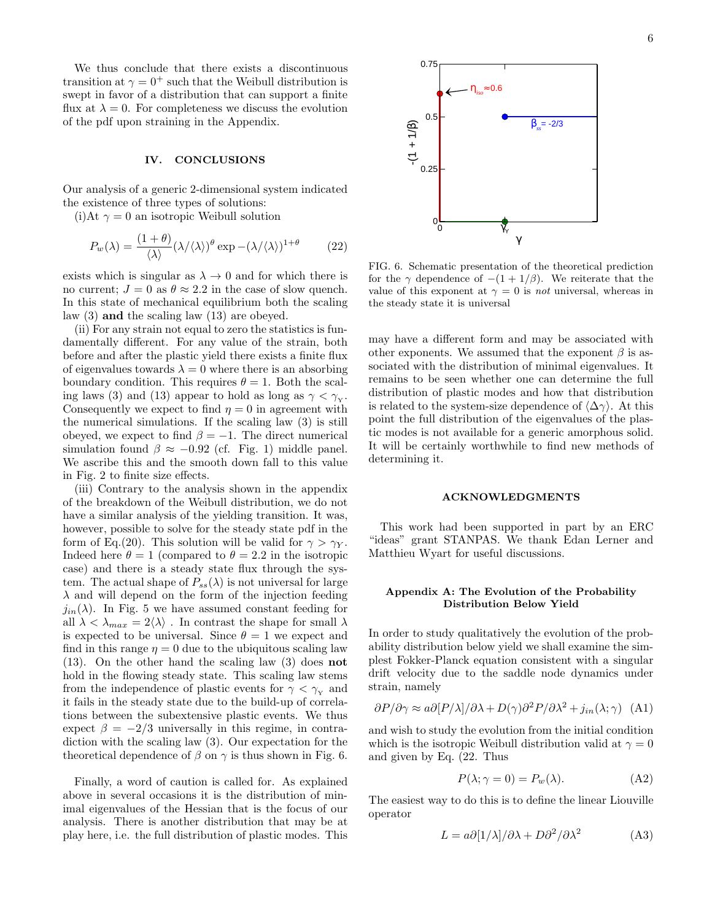We thus conclude that there exists a discontinuous transition at $\gamma = 0^+$ such that the Weibull distribution is swept in favor of a distribution that can support a finite flux at $\lambda = 0$. For completeness we discuss the evolution of the pdf upon straining in the Appendix.

## IV. CONCLUSIONS

Our analysis of a generic 2-dimensional system indicated the existence of three types of solutions:

(i)At $\gamma = 0$ an isotropic Weibull solution

$$P_w(\lambda) = \frac{(1+\theta)}{\langle\lambda\rangle}(\lambda/\langle\lambda\rangle)^\theta \exp -(\lambda/\langle\lambda\rangle)^{1+\theta} \tag{22}$$

exists which is singular as $\lambda \to 0$ and for which there is no current; $J = 0$ as $\theta \approx 2.2$ in the case of slow quench. In this state of mechanical equilibrium both the scaling law (3) **and** the scaling law (13) are obeyed.

(ii) For any strain not equal to zero the statistics is fundamentally different. For any value of the strain, both before and after the plastic yield there exists a finite flux of eigenvalues towards $\lambda = 0$ where there is an absorbing boundary condition. This requires $\theta = 1$. Both the scaling laws (3) and (13) appear to hold as long as $\gamma < \gamma_Y$. Consequently we expect to find $\eta = 0$ in agreement with the numerical simulations. If the scaling law (3) is still obeyed, we expect to find $\beta = -1$. The direct numerical simulation found $\beta \approx -0.92$ (cf. Fig. 1) middle panel. We ascribe this and the smooth down fall to this value in Fig. 2 to finite size effects.

(iii) Contrary to the analysis shown in the appendix of the breakdown of the Weibull distribution, we do not have a similar analysis of the yielding transition. It was, however, possible to solve for the steady state pdf in the form of Eq.(20). This solution will be valid for $\gamma > \gamma_Y$. Indeed here $\theta = 1$ (compared to $\theta = 2.2$ in the isotropic case) and there is a steady state flux through the system. The actual shape of $P_{ss}(\lambda)$ is not universal for large $\lambda$ and will depend on the form of the injection feeding $j_{in}(\lambda)$. In Fig. 5 we have assumed constant feeding for all $\lambda < \lambda_{max} = 2\langle\lambda\rangle$ . In contrast the shape for small $\lambda$ is expected to be universal. Since $\theta = 1$ we expect and find in this range $\eta = 0$ due to the ubiquitous scaling law (13). On the other hand the scaling law (3) does **not** hold in the flowing steady state. This scaling law stems from the independence of plastic events for $\gamma < \gamma_Y$ and it fails in the steady state due to the build-up of correlations between the subextensive plastic events. We thus expect $\beta = -2/3$ universally in this regime, in contradiction with the scaling law (3). Our expectation for the theoretical dependence of $\beta$ on $\gamma$ is thus shown in Fig. 6.

Finally, a word of caution is called for. As explained above in several occasions it is the distribution of minimal eigenvalues of the Hessian that is the focus of our analysis. There is another distribution that may be at play here, i.e. the full distribution of plastic modes. This may have a different form and may be associated with other exponents. We assumed that the exponent $\beta$ is associated with the distribution of minimal eigenvalues. It remains to be seen whether one can determine the full distribution of plastic modes and how that distribution is related to the system-size dependence of $\langle\Delta\gamma\rangle$. At this point the full distribution of the eigenvalues of the plastic modes is not available for a generic amorphous solid. It will be certainly worthwhile to find new methods of determining it.

FIG. 6. Schematic presentation of the theoretical prediction for the $\gamma$ dependence of $-(1 + 1/\beta)$. We reiterate that the value of this exponent at $\gamma = 0$ is *not* universal, whereas in the steady state it is universal

### ACKNOWLEDGMENTS

This work had been supported in part by an ERC "ideas" grant STANPAS. We thank Edan Lerner and Matthieu Wyart for useful discussions.

### Appendix A: The Evolution of the Probability Distribution Below Yield

In order to study qualitatively the evolution of the probability distribution below yield we shall examine the simplest Fokker-Planck equation consistent with a singular drift velocity due to the saddle node dynamics under strain, namely

$$\partial P/\partial\gamma \approx a\partial[P/\lambda]/\partial\lambda + D(\gamma)\partial^2 P/\partial\lambda^2 + j_{in}(\lambda;\gamma) \tag{A1}$$

and wish to study the evolution from the initial condition which is the isotropic Weibull distribution valid at $\gamma = 0$ and given by Eq. (22. Thus

$$P(\lambda; \gamma = 0) = P_w(\lambda). \tag{A2}$$

The easiest way to do this is to define the linear Liouville operator

$$L = a\partial[1/\lambda]/\partial\lambda + D\partial^2/\partial\lambda^2 \tag{A3}$$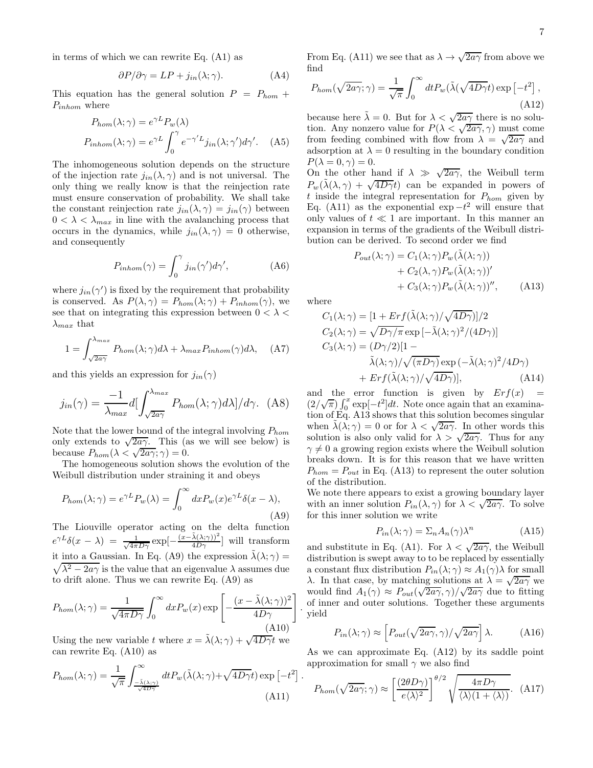in terms of which we can rewrite Eq. (A1) as

$$\partial P/\partial \gamma = LP + j_{in}(\lambda;\gamma). \quad \text{(A4)}$$

This equation has the general solution $P = P_{hom} + P_{inhom}$ where

$$P_{hom}(\lambda;\gamma) = e^{\gamma L} P_w(\lambda)$$
$$P_{inhom}(\lambda;\gamma) = e^{\gamma L}\int_0^{\gamma} e^{-\gamma' L} j_{in}(\lambda;\gamma')d\gamma'. \quad \text{(A5)}$$

The inhomogeneous solution depends on the structure of the injection rate $j_{in}(\lambda,\gamma)$ and is not universal. The only thing we really know is that the reinjection rate must ensure conservation of probability. We shall take the constant reinjection rate $j_{in}(\lambda,\gamma) = j_{in}(\gamma)$ between $0 < \lambda < \lambda_{max}$ in line with the avalanching process that occurs in the dynamics, while $j_{in}(\lambda,\gamma) = 0$ otherwise, and consequently

$$P_{inhom}(\gamma) = \int_0^{\gamma} j_{in}(\gamma')d\gamma', \quad \text{(A6)}$$

where $j_{in}(\gamma')$ is fixed by the requirement that probability is conserved. As $P(\lambda,\gamma) = P_{hom}(\lambda;\gamma) + P_{inhom}(\gamma)$, we see that on integrating this expression between $0 < \lambda < \lambda_{max}$ that

$$1 = \int_{\sqrt{2a\gamma}}^{\lambda_{max}} P_{hom}(\lambda;\gamma)d\lambda + \lambda_{max}P_{inhom}(\gamma)d\lambda, \quad \text{(A7)}$$

and this yields an expression for $j_{in}(\gamma)$

$$j_{in}(\gamma) = \frac{-1}{\lambda_{max}} d[\int_{\sqrt{2a\gamma}}^{\lambda_{max}} P_{hom}(\lambda;\gamma)d\lambda]/d\gamma. \quad \text{(A8)}$$

Note that the lower bound of the integral involving $P_{hom}$ only extends to $\sqrt{2a\gamma}$. This (as we will see below) is because $P_{hom}(\lambda < \sqrt{2a\gamma};\gamma) = 0$.

The homogeneous solution shows the evolution of the Weibull distribution under straining it and obeys

$$P_{hom}(\lambda;\gamma) = e^{\gamma L}P_w(\lambda) = \int_0^{\infty} dx P_w(x) e^{\gamma L}\delta(x-\lambda), \quad \text{(A9)}$$

The Liouville operator acting on the delta function $e^{\gamma L}\delta(x-\lambda) = \frac{1}{\sqrt{4\pi D\gamma}}\exp[-\frac{(x-\tilde{\lambda}(\lambda;\gamma))^2}{4D\gamma}]$ will transform it into a Gaussian. In Eq. (A9) the expression $\tilde{\lambda}(\lambda;\gamma) = \sqrt{\lambda^2 - 2a\gamma}$ is the value that an eigenvalue $\lambda$ assumes due to drift alone. Thus we can rewrite Eq. (A9) as

$$P_{hom}(\lambda;\gamma) = \frac{1}{\sqrt{4\pi D\gamma}}\int_0^{\infty} dx P_w(x)\exp\left[-\frac{(x-\tilde{\lambda}(\lambda;\gamma))^2}{4D\gamma}\right]. \quad \text{(A10)}$$

Using the new variable $t$ where $x = \tilde{\lambda}(\lambda;\gamma) + \sqrt{4D\gamma}t$ we can rewrite Eq. (A10) as

$$P_{hom}(\lambda;\gamma) = \frac{1}{\sqrt{\pi}}\int_{\frac{-\tilde{\lambda}(\lambda;\gamma)}{\sqrt{4D\gamma}}}^{\infty} dt P_w(\tilde{\lambda}(\lambda;\gamma) + \sqrt{4D\gamma}t)\exp\left[-t^2\right]. \quad \text{(A11)}$$

From Eq. (A11) we see that as $\lambda \to \sqrt{2a\gamma}$ from above we find

$$P_{hom}(\sqrt{2a\gamma};\gamma) = \frac{1}{\sqrt{\pi}}\int_0^{\infty} dt P_w(\tilde{\lambda}(\sqrt{4D\gamma}t)\exp\left[-t^2\right], \quad \text{(A12)}$$

because here $\tilde{\lambda} = 0$. But for $\lambda < \sqrt{2a\gamma}$ there is no solution. Any nonzero value for $P(\lambda < \sqrt{2a\gamma},\gamma)$ must come from feeding combined with flow from $\lambda = \sqrt{2a\gamma}$ and adsorption at $\lambda = 0$ resulting in the boundary condition $P(\lambda = 0,\gamma) = 0$.

On the other hand if $\lambda \gg \sqrt{2a\gamma}$, the Weibull term $P_w(\tilde{\lambda}(\lambda,\gamma) + \sqrt{4D\gamma}t)$ can be expanded in powers of $t$ inside the integral representation for $P_{hom}$ given by Eq. (A11) as the exponential $\exp -t^2$ will ensure that only values of $t \ll 1$ are important. In this manner an expansion in terms of the gradients of the Weibull distribution can be derived. To second order we find

$$P_{out}(\lambda;\gamma) = C_1(\lambda;\gamma)P_w(\tilde{\lambda}(\lambda;\gamma)) + C_2(\lambda;\gamma)P_w(\tilde{\lambda}(\lambda;\gamma))' + C_3(\lambda;\gamma)P_w(\tilde{\lambda}(\lambda;\gamma))'', \quad \text{(A13)}$$

where

$$C_1(\lambda;\gamma) = [1 + Erf(\tilde{\lambda}(\lambda;\gamma)/\sqrt{4D\gamma})]/2$$
$$C_2(\lambda;\gamma) = \sqrt{D\gamma/\pi}\exp\left[-\tilde{\lambda}(\lambda;\gamma)^2/(4D\gamma)\right]$$
$$C_3(\lambda;\gamma) = (D\gamma/2)[1 - \tilde{\lambda}(\lambda;\gamma)/\sqrt{(\pi D\gamma)}\exp\left(-\tilde{\lambda}(\lambda;\gamma)^2/4D\gamma\right) + Erf(\tilde{\lambda}(\lambda;\gamma)/\sqrt{4D\gamma})], \quad \text{(A14)}$$

and the error function is given by $Erf(x) = (2/\sqrt{\pi})\int_0^x \exp[-t^2]dt$. Note once again that an examination of Eq. A13 shows that this solution becomes singular when $\tilde{\lambda}(\lambda;\gamma) = 0$ or for $\lambda < \sqrt{2a\gamma}$. In other words this solution is also only valid for $\lambda > \sqrt{2a\gamma}$. Thus for any $\gamma \neq 0$ a growing region exists where the Weibull solution breaks down. It is for this reason that we have written $P_{hom} = P_{out}$ in Eq. (A13) to represent the outer solution of the distribution.

We note there appears to exist a growing boundary layer with an inner solution $P_{in}(\lambda,\gamma)$ for $\lambda < \sqrt{2a\gamma}$. To solve for this inner solution we write

$$P_{in}(\lambda;\gamma) = \Sigma_n A_n(\gamma)\lambda^n \quad \text{(A15)}$$

and substitute in Eq. (A1). For $\lambda < \sqrt{2a\gamma}$, the Weibull distribution is swept away to to be replaced by essentially a constant flux distribution $P_{in}(\lambda;\gamma) \approx A_1(\gamma)\lambda$ for small $\lambda$. In that case, by matching solutions at $\lambda = \sqrt{2a\gamma}$ we would find $A_1(\gamma) \approx P_{out}(\sqrt{2a\gamma},\gamma)/\sqrt{2a\gamma}$ due to fitting of inner and outer solutions. Together these arguments yield

$$P_{in}(\lambda;\gamma) \approx \left[P_{out}(\sqrt{2a\gamma},\gamma)/\sqrt{2a\gamma}\right]\lambda. \quad \text{(A16)}$$

As we can approximate Eq. (A12) by its saddle point approximation for small $\gamma$ we also find

$$P_{hom}(\sqrt{2a\gamma};\gamma) \approx \left[\frac{(2\theta D\gamma)}{e\langle\lambda\rangle^2}\right]^{\theta/2}\sqrt{\frac{4\pi D\gamma}{\langle\lambda\rangle(1+\langle\lambda\rangle)}}. \quad \text{(A17)}$$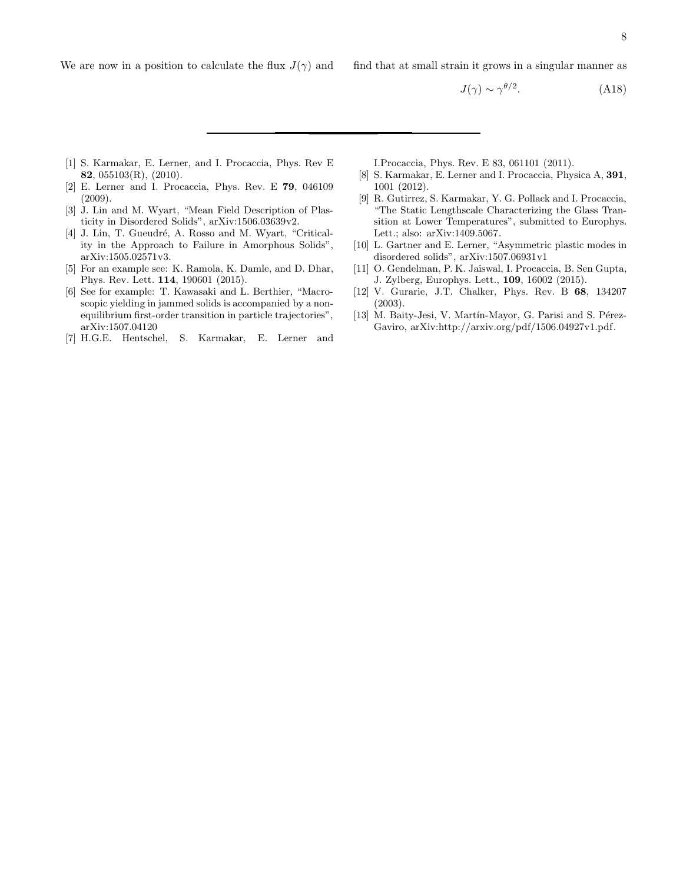We are now in a position to calculate the flux $J(\gamma)$ and find that at small strain it grows in a singular manner as

$$J(\gamma) \sim \gamma^{\theta/2}. \tag{A18}$$

---

[1] S. Karmakar, E. Lerner, and I. Procaccia, Phys. Rev E **82**, 055103(R), (2010).

[2] E. Lerner and I. Procaccia, Phys. Rev. E **79**, 046109 (2009).

[3] J. Lin and M. Wyart, "Mean Field Description of Plasticity in Disordered Solids", arXiv:1506.03639v2.

[4] J. Lin, T. Gueudré, A. Rosso and M. Wyart, "Criticality in the Approach to Failure in Amorphous Solids", arXiv:1505.02571v3.

[5] For an example see: K. Ramola, K. Damle, and D. Dhar, Phys. Rev. Lett. **114**, 190601 (2015).

[6] See for example: T. Kawasaki and L. Berthier, "Macroscopic yielding in jammed solids is accompanied by a non-equilibrium first-order transition in particle trajectories", arXiv:1507.04120

[7] H.G.E. Hentschel, S. Karmakar, E. Lerner and I.Procaccia, Phys. Rev. E 83, 061101 (2011).

[8] S. Karmakar, E. Lerner and I. Procaccia, Physica A, **391**, 1001 (2012).

[9] R. Gutirrez, S. Karmakar, Y. G. Pollack and I. Procaccia, "The Static Lengthscale Characterizing the Glass Transition at Lower Temperatures", submitted to Europhys. Lett.; also: arXiv:1409.5067.

[10] L. Gartner and E. Lerner, "Asymmetric plastic modes in disordered solids", arXiv:1507.06931v1

[11] O. Gendelman, P. K. Jaiswal, I. Procaccia, B. Sen Gupta, J. Zylberg, Europhys. Lett., **109**, 16002 (2015).

[12] V. Gurarie, J.T. Chalker, Phys. Rev. B **68**, 134207 (2003).

[13] M. Baity-Jesi, V. Martín-Mayor, G. Parisi and S. Pérez-Gaviro, arXiv:http://arxiv.org/pdf/1506.04927v1.pdf.